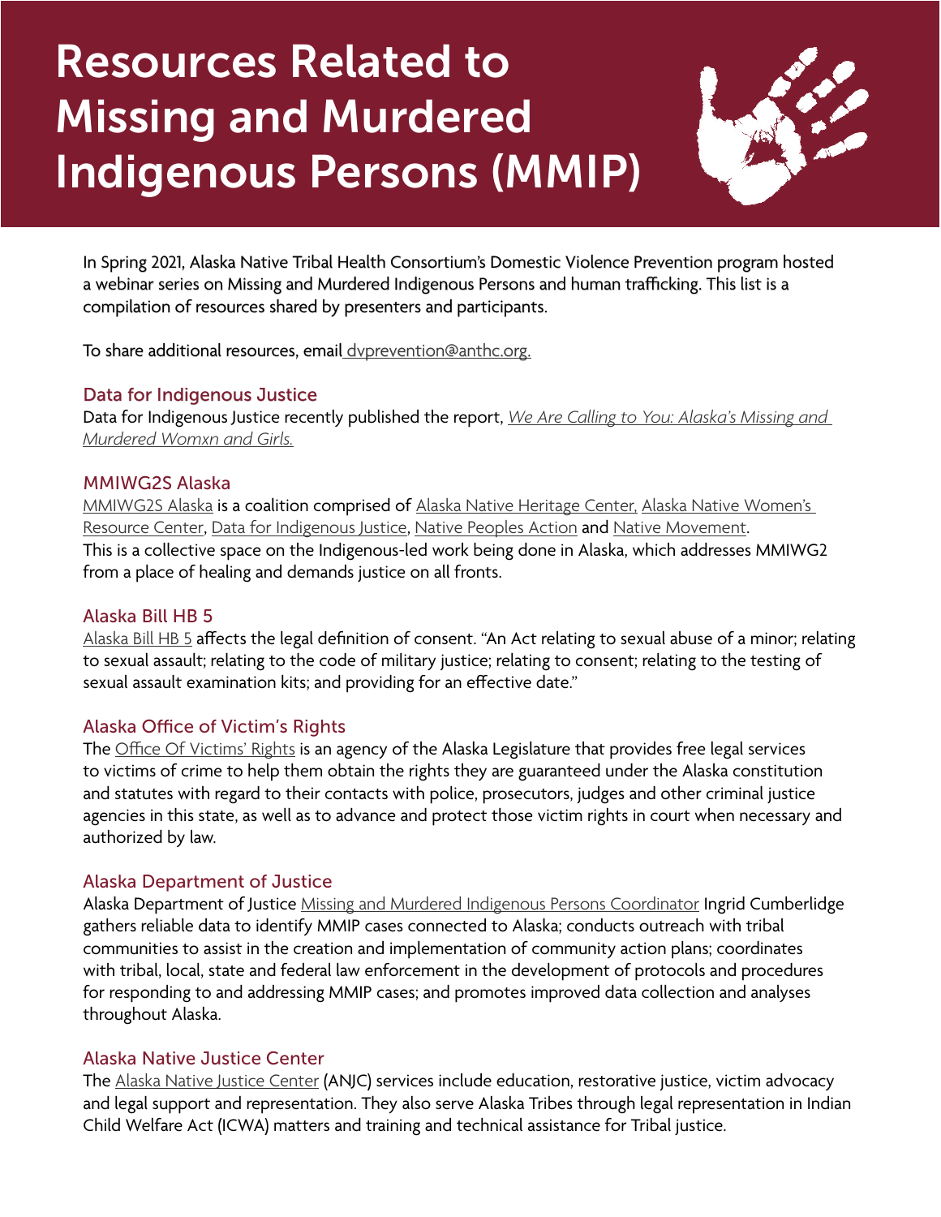# Resources Related to Missing and Murdered Indigenous Persons (MMIP)

In Spring 2021, Alaska Native Tribal Health Consortium's Domestic Violence Prevention program hosted a webinar series on Missing and Murdered Indigenous Persons and human trafficking. This list is a compilation of resources shared by presenters and participants.

To share additional resources, email dvprevention@anthc.org.

## Data for Indigenous Justice

Data for Indigenous Justice recently published the report, *We Are Calling to You: Alaska's Missing and Murdered Womxn and Girls.*

## MMIWG2S Alaska

MMIWG2S Alaska is a coalition comprised of Alaska Native Heritage Center, Alaska Native Women's Resource Center, Data for Indigenous Justice, Native Peoples Action and Native Movement. This is a collective space on the Indigenous-led work being done in Alaska, which addresses MMIWG2 from a place of healing and demands justice on all fronts.

## Alaska Bill HB 5

Alaska Bill HB 5 affects the legal definition of consent. "An Act relating to sexual abuse of a minor; relating to sexual assault; relating to the code of military justice; relating to consent; relating to the testing of sexual assault examination kits; and providing for an effective date."

## Alaska Office of Victim's Rights

The Office Of Victims' Rights is an agency of the Alaska Legislature that provides free legal services to victims of crime to help them obtain the rights they are guaranteed under the Alaska constitution and statutes with regard to their contacts with police, prosecutors, judges and other criminal justice agencies in this state, as well as to advance and protect those victim rights in court when necessary and authorized by law.

## Alaska Department of Justice

Alaska Department of Justice Missing and Murdered Indigenous Persons Coordinator Ingrid Cumberlidge gathers reliable data to identify MMIP cases connected to Alaska; conducts outreach with tribal communities to assist in the creation and implementation of community action plans; coordinates with tribal, local, state and federal law enforcement in the development of protocols and procedures for responding to and addressing MMIP cases; and promotes improved data collection and analyses throughout Alaska.

## Alaska Native Justice Center

The Alaska Native Justice Center (ANJC) services include education, restorative justice, victim advocacy and legal support and representation. They also serve Alaska Tribes through legal representation in Indian Child Welfare Act (ICWA) matters and training and technical assistance for Tribal justice.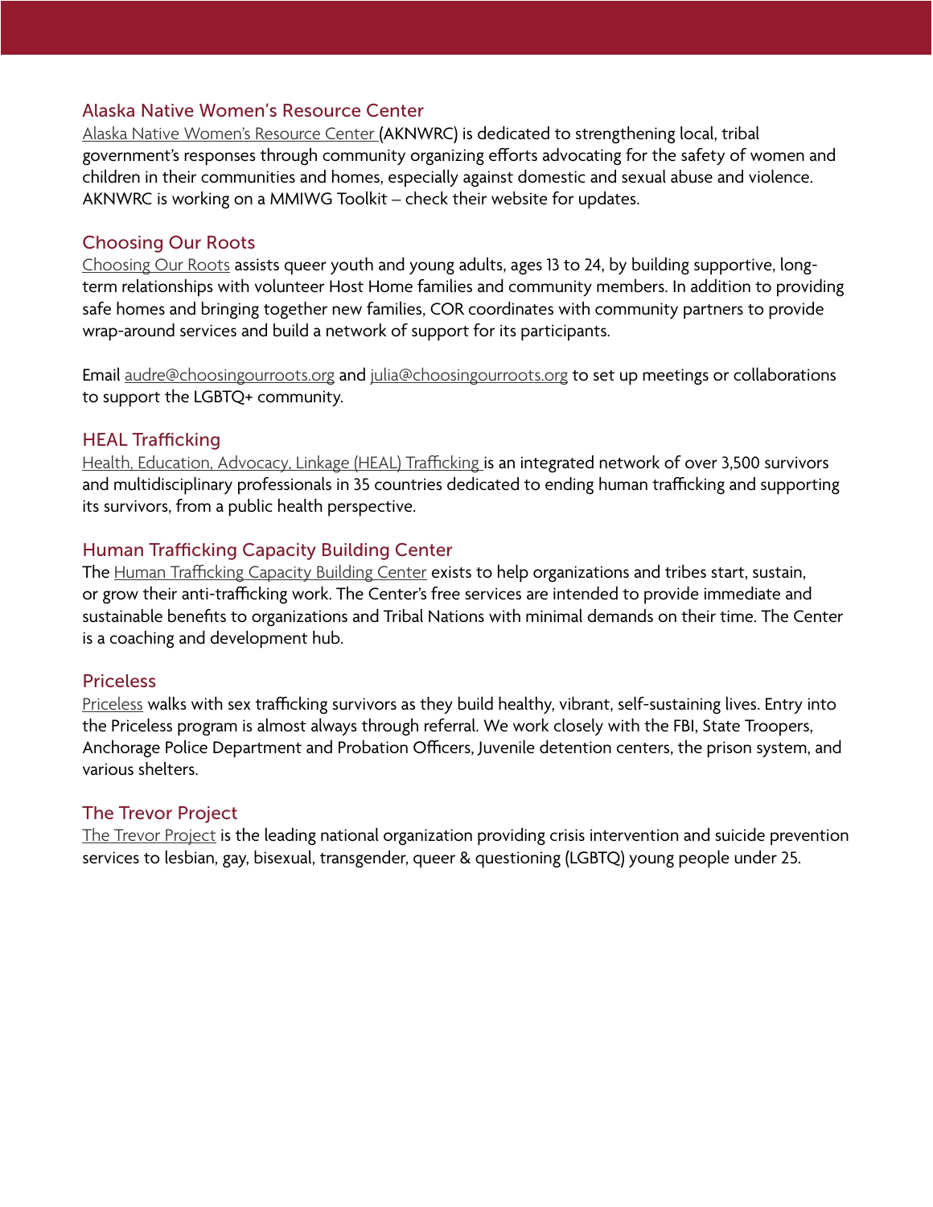## Alaska Native Women's Resource Center

Alaska Native Women's Resource Center (AKNWRC) is dedicated to strengthening local, tribal government's responses through community organizing efforts advocating for the safety of women and children in their communities and homes, especially against domestic and sexual abuse and violence. AKNWRC is working on a MMIWG Toolkit – check their website for updates.

## Choosing Our Roots

Choosing Our Roots assists queer youth and young adults, ages 13 to 24, by building supportive, long-term relationships with volunteer Host Home families and community members. In addition to providing safe homes and bringing together new families, COR coordinates with community partners to provide wrap-around services and build a network of support for its participants.

Email audre@choosingourroots.org and julia@choosingourroots.org to set up meetings or collaborations to support the LGBTQ+ community.

## HEAL Trafficking

Health, Education, Advocacy, Linkage (HEAL) Trafficking is an integrated network of over 3,500 survivors and multidisciplinary professionals in 35 countries dedicated to ending human trafficking and supporting its survivors, from a public health perspective.

## Human Trafficking Capacity Building Center

The Human Trafficking Capacity Building Center exists to help organizations and tribes start, sustain, or grow their anti-trafficking work. The Center's free services are intended to provide immediate and sustainable benefits to organizations and Tribal Nations with minimal demands on their time. The Center is a coaching and development hub.

## Priceless

Priceless walks with sex trafficking survivors as they build healthy, vibrant, self-sustaining lives. Entry into the Priceless program is almost always through referral. We work closely with the FBI, State Troopers, Anchorage Police Department and Probation Officers, Juvenile detention centers, the prison system, and various shelters.

## The Trevor Project

The Trevor Project is the leading national organization providing crisis intervention and suicide prevention services to lesbian, gay, bisexual, transgender, queer & questioning (LGBTQ) young people under 25.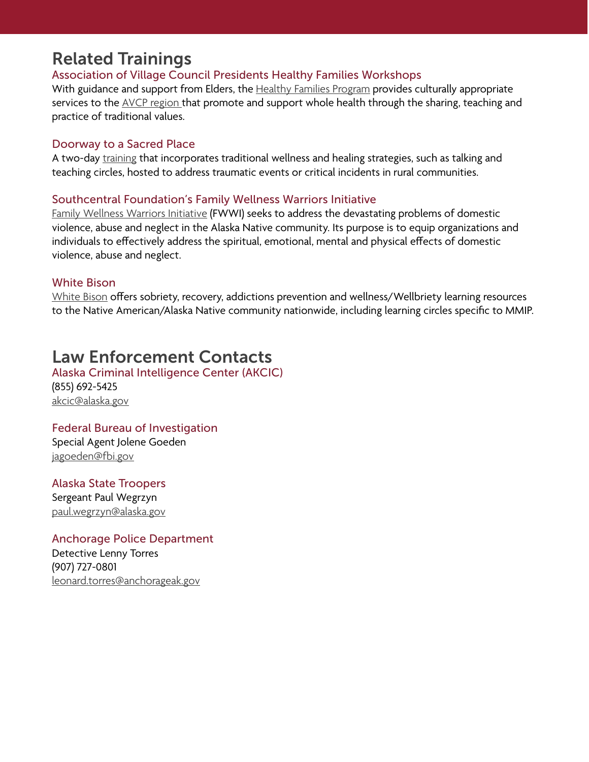## Related Trainings

### Association of Village Council Presidents Healthy Families Workshops

With guidance and support from Elders, the Healthy Families Program provides culturally appropriate services to the AVCP region that promote and support whole health through the sharing, teaching and practice of traditional values.

### Doorway to a Sacred Place

A two-day training that incorporates traditional wellness and healing strategies, such as talking and teaching circles, hosted to address traumatic events or critical incidents in rural communities.

### Southcentral Foundation's Family Wellness Warriors Initiative

Family Wellness Warriors Initiative (FWWI) seeks to address the devastating problems of domestic violence, abuse and neglect in the Alaska Native community. Its purpose is to equip organizations and individuals to effectively address the spiritual, emotional, mental and physical effects of domestic violence, abuse and neglect.

### White Bison

White Bison offers sobriety, recovery, addictions prevention and wellness/Wellbriety learning resources to the Native American/Alaska Native community nationwide, including learning circles specific to MMIP.

## Law Enforcement Contacts

### Alaska Criminal Intelligence Center (AKCIC)

(855) 692-5425
akcic@alaska.gov

### Federal Bureau of Investigation

Special Agent Jolene Goeden
jagoeden@fbi.gov

### Alaska State Troopers

Sergeant Paul Wegrzyn
paul.wegrzyn@alaska.gov

### Anchorage Police Department

Detective Lenny Torres
(907) 727-0801
leonard.torres@anchorageak.gov